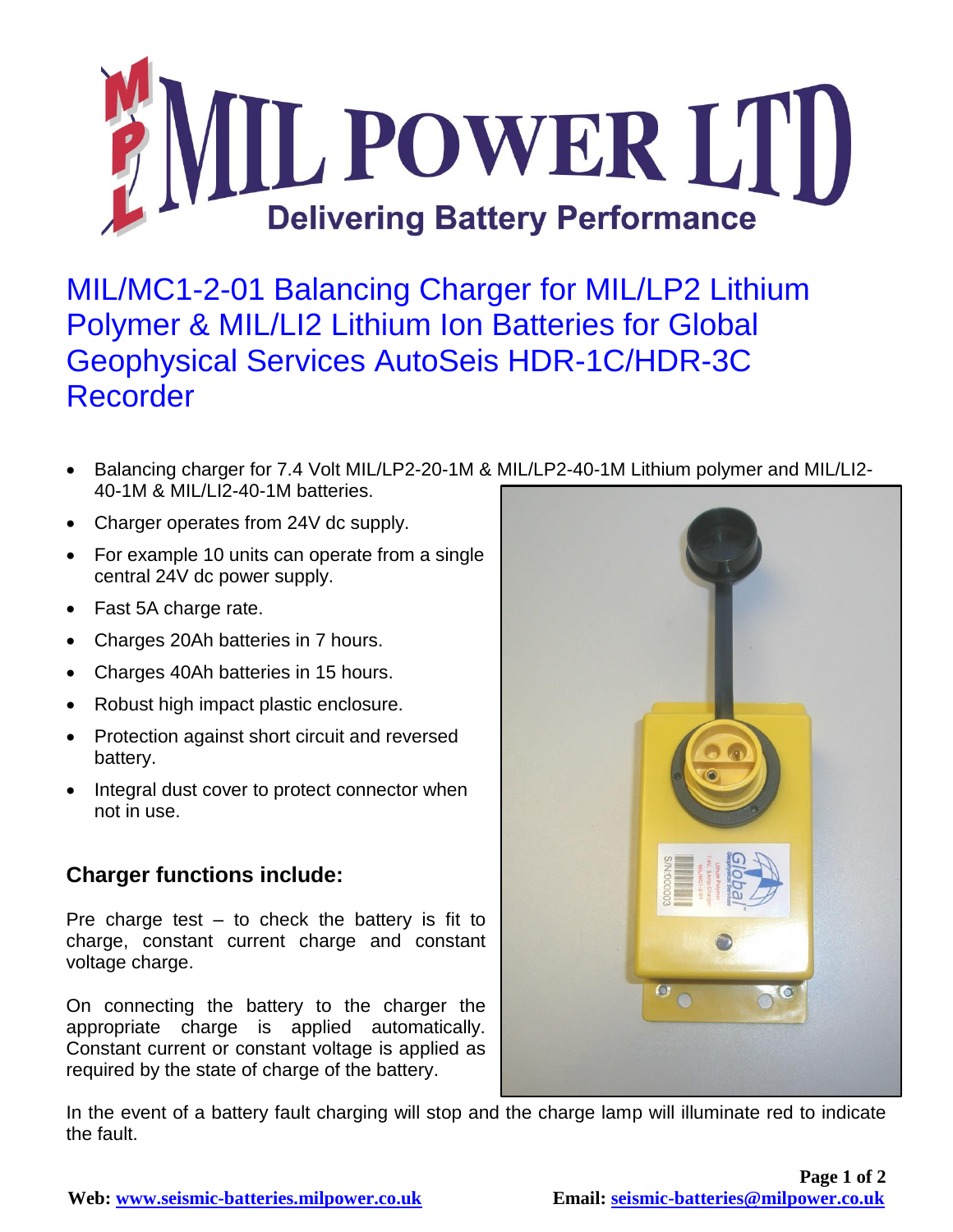# MIL POWER LTD

Delivering Battery Performance

## MIL/MC1-2-01 Balancing Charger for MIL/LP2 Lithium Polymer & MIL/LI2 Lithium Ion Batteries for Global Geophysical Services AutoSeis HDR-1C/HDR-3C Recorder

- Balancing charger for 7.4 Volt MIL/LP2-20-1M & MIL/LP2-40-1M Lithium polymer and MIL/LI2-40-1M & MIL/LI2-40-1M batteries.
- Charger operates from 24V dc supply.
- For example 10 units can operate from a single central 24V dc power supply.
- Fast 5A charge rate.
- Charges 20Ah batteries in 7 hours.
- Charges 40Ah batteries in 15 hours.
- Robust high impact plastic enclosure.
- Protection against short circuit and reversed battery.
- Integral dust cover to protect connector when not in use.

### Charger functions include:

Pre charge test – to check the battery is fit to charge, constant current charge and constant voltage charge.

On connecting the battery to the charger the appropriate charge is applied automatically. Constant current or constant voltage is applied as required by the state of charge of the battery.

In the event of a battery fault charging will stop and the charge lamp will illuminate red to indicate the fault.

**Web:** www.seismic-batteries.milpower.co.uk **Email:** seismic-batteries@milpower.co.uk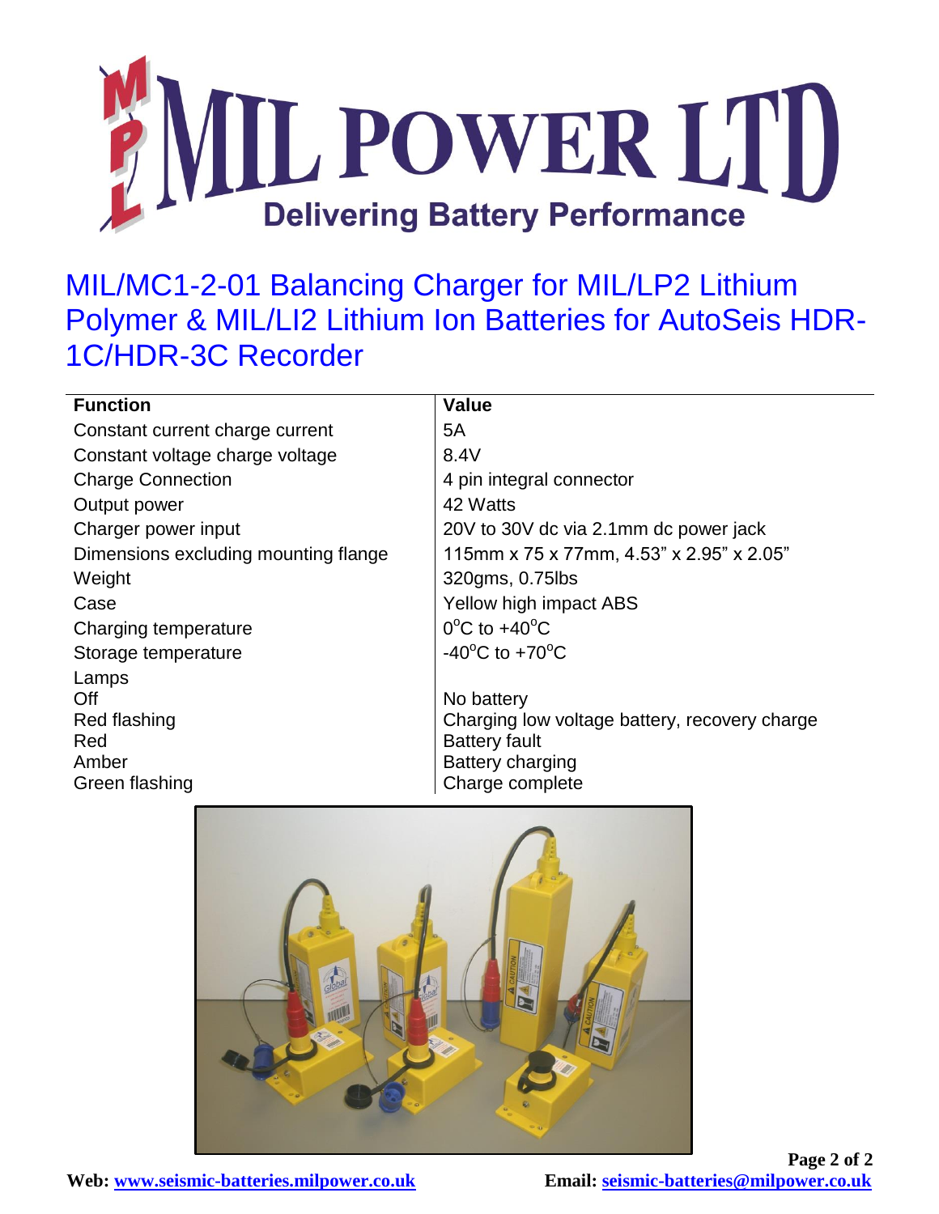# MIL POWER LTD

**Delivering Battery Performance**

## MIL/MC1-2-01 Balancing Charger for MIL/LP2 Lithium Polymer & MIL/LI2 Lithium Ion Batteries for AutoSeis HDR-1C/HDR-3C Recorder

| Function | Value |
|---|---|
| Constant current charge current | 5A |
| Constant voltage charge voltage | 8.4V |
| Charge Connection | 4 pin integral connector |
| Output power | 42 Watts |
| Charger power input | 20V to 30V dc via 2.1mm dc power jack |
| Dimensions excluding mounting flange | 115mm x 75 x 77mm, 4.53" x 2.95" x 2.05" |
| Weight | 320gms, 0.75lbs |
| Case | Yellow high impact ABS |
| Charging temperature | $0^{o}$C to $+40^{o}$C |
| Storage temperature | $-40^{o}$C to $+70^{o}$C |
| Lamps | |
| Off | No battery |
| Red flashing | Charging low voltage battery, recovery charge |
| Red | Battery fault |
| Amber | Battery charging |
| Green flashing | Charge complete |

**Web:** www.seismic-batteries.milpower.co.uk **Email:** seismic-batteries@milpower.co.uk